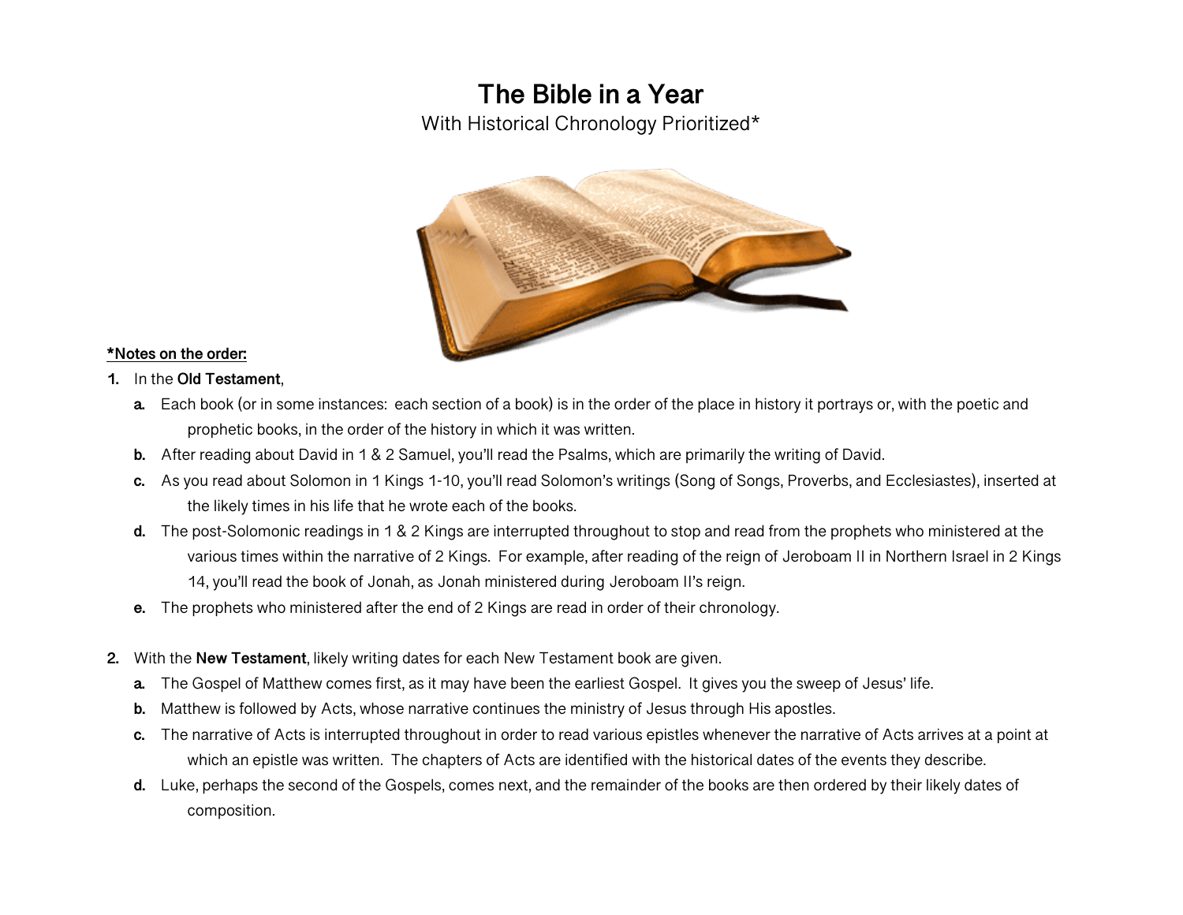# The Bible in a Year

With Historical Chronology Prioritized*

**\*Notes on the order:**

1. In the **Old Testament**,
   a. Each book (or in some instances: each section of a book) is in the order of the place in history it portrays or, with the poetic and prophetic books, in the order of the history in which it was written.
   b. After reading about David in 1 & 2 Samuel, you'll read the Psalms, which are primarily the writing of David.
   c. As you read about Solomon in 1 Kings 1-10, you'll read Solomon's writings (Song of Songs, Proverbs, and Ecclesiastes), inserted at the likely times in his life that he wrote each of the books.
   d. The post-Solomonic readings in 1 & 2 Kings are interrupted throughout to stop and read from the prophets who ministered at the various times within the narrative of 2 Kings. For example, after reading of the reign of Jeroboam II in Northern Israel in 2 Kings 14, you'll read the book of Jonah, as Jonah ministered during Jeroboam II's reign.
   e. The prophets who ministered after the end of 2 Kings are read in order of their chronology.

2. With the **New Testament**, likely writing dates for each New Testament book are given.
   a. The Gospel of Matthew comes first, as it may have been the earliest Gospel. It gives you the sweep of Jesus' life.
   b. Matthew is followed by Acts, whose narrative continues the ministry of Jesus through His apostles.
   c. The narrative of Acts is interrupted throughout in order to read various epistles whenever the narrative of Acts arrives at a point at which an epistle was written. The chapters of Acts are identified with the historical dates of the events they describe.
   d. Luke, perhaps the second of the Gospels, comes next, and the remainder of the books are then ordered by their likely dates of composition.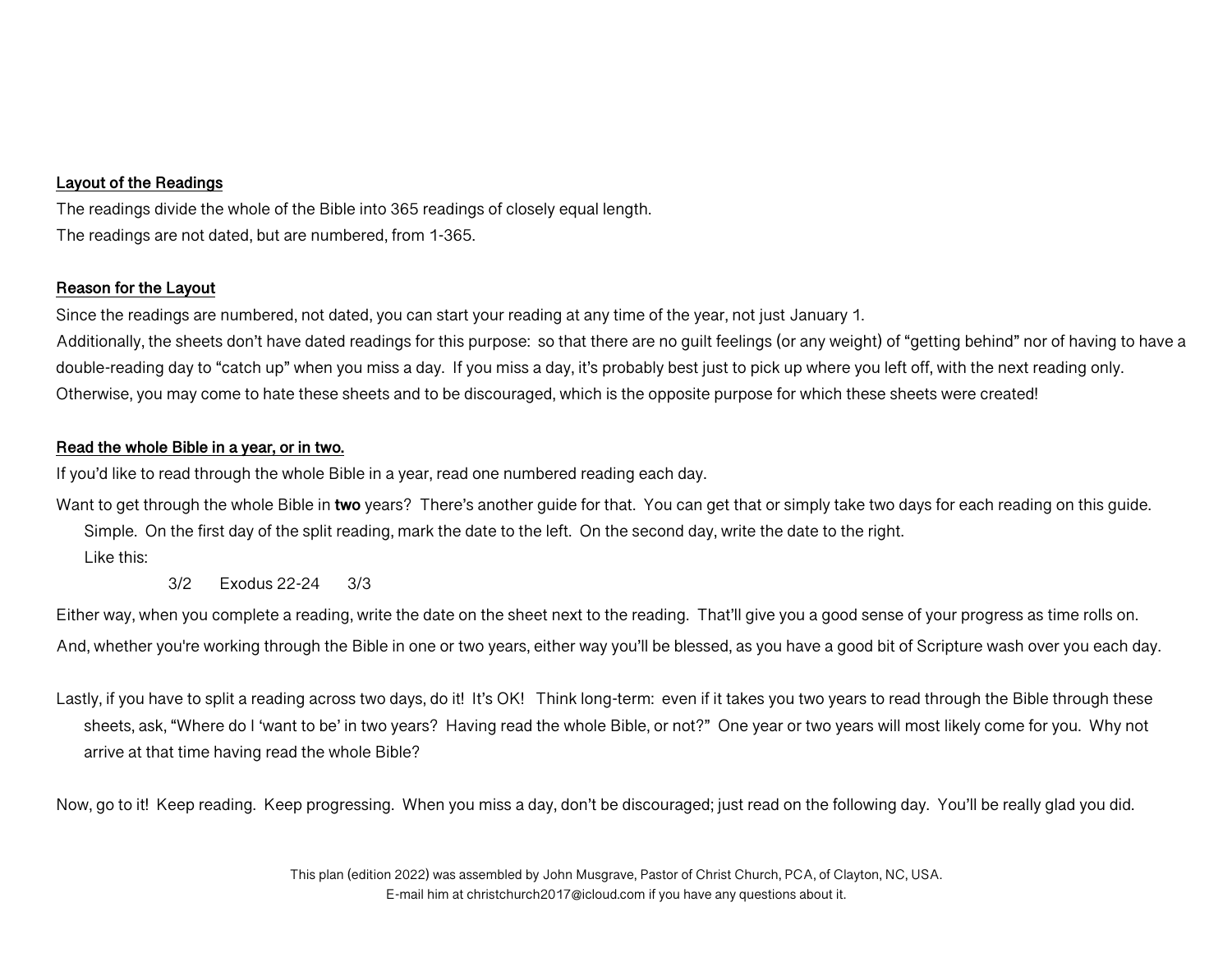**Layout of the Readings**

The readings divide the whole of the Bible into 365 readings of closely equal length.
The readings are not dated, but are numbered, from 1-365.

**Reason for the Layout**

Since the readings are numbered, not dated, you can start your reading at any time of the year, not just January 1.
Additionally, the sheets don't have dated readings for this purpose: so that there are no guilt feelings (or any weight) of "getting behind" nor of having to have a double-reading day to "catch up" when you miss a day. If you miss a day, it's probably best just to pick up where you left off, with the next reading only. Otherwise, you may come to hate these sheets and to be discouraged, which is the opposite purpose for which these sheets were created!

**Read the whole Bible in a year, or in two.**

If you'd like to read through the whole Bible in a year, read one numbered reading each day.

Want to get through the whole Bible in **two** years? There's another guide for that. You can get that or simply take two days for each reading on this guide. Simple. On the first day of the split reading, mark the date to the left. On the second day, write the date to the right.
Like this:

3/2 Exodus 22-24 3/3

Either way, when you complete a reading, write the date on the sheet next to the reading. That'll give you a good sense of your progress as time rolls on.

And, whether you're working through the Bible in one or two years, either way you'll be blessed, as you have a good bit of Scripture wash over you each day.

Lastly, if you have to split a reading across two days, do it! It's OK! Think long-term: even if it takes you two years to read through the Bible through these sheets, ask, "Where do I 'want to be' in two years? Having read the whole Bible, or not?" One year or two years will most likely come for you. Why not arrive at that time having read the whole Bible?

Now, go to it! Keep reading. Keep progressing. When you miss a day, don't be discouraged; just read on the following day. You'll be really glad you did.

This plan (edition 2022) was assembled by John Musgrave, Pastor of Christ Church, PCA, of Clayton, NC, USA.
E-mail him at christchurch2017@icloud.com if you have any questions about it.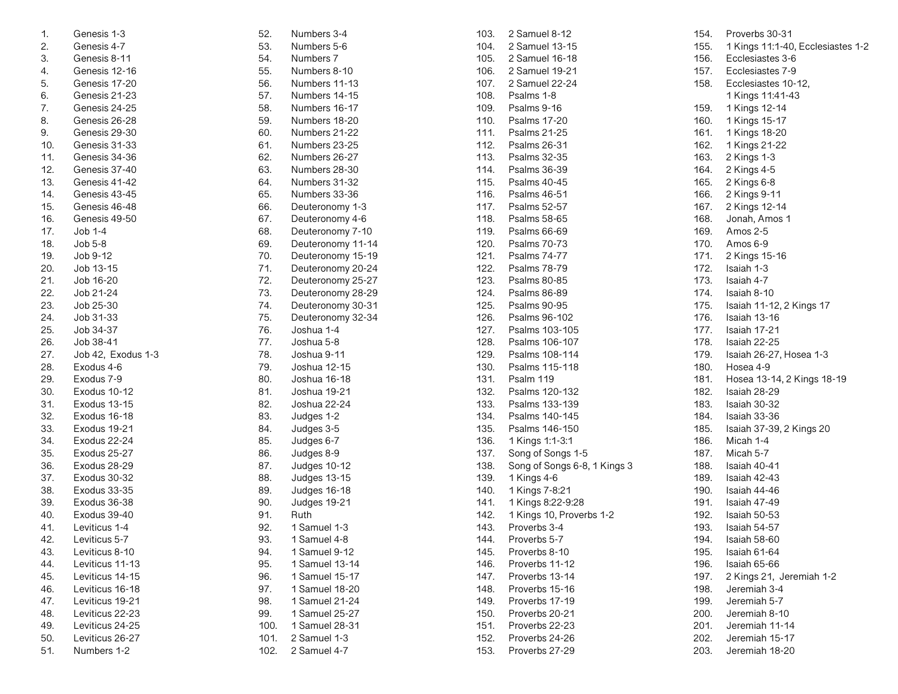1. Genesis 1-3
2. Genesis 4-7
3. Genesis 8-11
4. Genesis 12-16
5. Genesis 17-20
6. Genesis 21-23
7. Genesis 24-25
8. Genesis 26-28
9. Genesis 29-30
10. Genesis 31-33
11. Genesis 34-36
12. Genesis 37-40
13. Genesis 41-42
14. Genesis 43-45
15. Genesis 46-48
16. Genesis 49-50
17. Job 1-4
18. Job 5-8
19. Job 9-12
20. Job 13-15
21. Job 16-20
22. Job 21-24
23. Job 25-30
24. Job 31-33
25. Job 34-37
26. Job 38-41
27. Job 42, Exodus 1-3
28. Exodus 4-6
29. Exodus 7-9
30. Exodus 10-12
31. Exodus 13-15
32. Exodus 16-18
33. Exodus 19-21
34. Exodus 22-24
35. Exodus 25-27
36. Exodus 28-29
37. Exodus 30-32
38. Exodus 33-35
39. Exodus 36-38
40. Exodus 39-40
41. Leviticus 1-4
42. Leviticus 5-7
43. Leviticus 8-10
44. Leviticus 11-13
45. Leviticus 14-15
46. Leviticus 16-18
47. Leviticus 19-21
48. Leviticus 22-23
49. Leviticus 24-25
50. Leviticus 26-27
51. Numbers 1-2
52. Numbers 3-4
53. Numbers 5-6
54. Numbers 7
55. Numbers 8-10
56. Numbers 11-13
57. Numbers 14-15
58. Numbers 16-17
59. Numbers 18-20
60. Numbers 21-22
61. Numbers 23-25
62. Numbers 26-27
63. Numbers 28-30
64. Numbers 31-32
65. Numbers 33-36
66. Deuteronomy 1-3
67. Deuteronomy 4-6
68. Deuteronomy 7-10
69. Deuteronomy 11-14
70. Deuteronomy 15-19
71. Deuteronomy 20-24
72. Deuteronomy 25-27
73. Deuteronomy 28-29
74. Deuteronomy 30-31
75. Deuteronomy 32-34
76. Joshua 1-4
77. Joshua 5-8
78. Joshua 9-11
79. Joshua 12-15
80. Joshua 16-18
81. Joshua 19-21
82. Joshua 22-24
83. Judges 1-2
84. Judges 3-5
85. Judges 6-7
86. Judges 8-9
87. Judges 10-12
88. Judges 13-15
89. Judges 16-18
90. Judges 19-21
91. Ruth
92. 1 Samuel 1-3
93. 1 Samuel 4-8
94. 1 Samuel 9-12
95. 1 Samuel 13-14
96. 1 Samuel 15-17
97. 1 Samuel 18-20
98. 1 Samuel 21-24
99. 1 Samuel 25-27
100. 1 Samuel 28-31
101. 2 Samuel 1-3
102. 2 Samuel 4-7
103. 2 Samuel 8-12
104. 2 Samuel 13-15
105. 2 Samuel 16-18
106. 2 Samuel 19-21
107. 2 Samuel 22-24
108. Psalms 1-8
109. Psalms 9-16
110. Psalms 17-20
111. Psalms 21-25
112. Psalms 26-31
113. Psalms 32-35
114. Psalms 36-39
115. Psalms 40-45
116. Psalms 46-51
117. Psalms 52-57
118. Psalms 58-65
119. Psalms 66-69
120. Psalms 70-73
121. Psalms 74-77
122. Psalms 78-79
123. Psalms 80-85
124. Psalms 86-89
125. Psalms 90-95
126. Psalms 96-102
127. Psalms 103-105
128. Psalms 106-107
129. Psalms 108-114
130. Psalms 115-118
131. Psalm 119
132. Psalms 120-132
133. Psalms 133-139
134. Psalms 140-145
135. Psalms 146-150
136. 1 Kings 1:1-3:1
137. Song of Songs 1-5
138. Song of Songs 6-8, 1 Kings 3
139. 1 Kings 4-6
140. 1 Kings 7-8:21
141. 1 Kings 8:22-9:28
142. 1 Kings 10, Proverbs 1-2
143. Proverbs 3-4
144. Proverbs 5-7
145. Proverbs 8-10
146. Proverbs 11-12
147. Proverbs 13-14
148. Proverbs 15-16
149. Proverbs 17-19
150. Proverbs 20-21
151. Proverbs 22-23
152. Proverbs 24-26
153. Proverbs 27-29
154. Proverbs 30-31
155. 1 Kings 11:1-40, Ecclesiastes 1-2
156. Ecclesiastes 3-6
157. Ecclesiastes 7-9
158. Ecclesiastes 10-12, 1 Kings 11:41-43
159. 1 Kings 12-14
160. 1 Kings 15-17
161. 1 Kings 18-20
162. 1 Kings 21-22
163. 2 Kings 1-3
164. 2 Kings 4-5
165. 2 Kings 6-8
166. 2 Kings 9-11
167. 2 Kings 12-14
168. Jonah, Amos 1
169. Amos 2-5
170. Amos 6-9
171. 2 Kings 15-16
172. Isaiah 1-3
173. Isaiah 4-7
174. Isaiah 8-10
175. Isaiah 11-12, 2 Kings 17
176. Isaiah 13-16
177. Isaiah 17-21
178. Isaiah 22-25
179. Isaiah 26-27, Hosea 1-3
180. Hosea 4-9
181. Hosea 13-14, 2 Kings 18-19
182. Isaiah 28-29
183. Isaiah 30-32
184. Isaiah 33-36
185. Isaiah 37-39, 2 Kings 20
186. Micah 1-4
187. Micah 5-7
188. Isaiah 40-41
189. Isaiah 42-43
190. Isaiah 44-46
191. Isaiah 47-49
192. Isaiah 50-53
193. Isaiah 54-57
194. Isaiah 58-60
195. Isaiah 61-64
196. Isaiah 65-66
197. 2 Kings 21, Jeremiah 1-2
198. Jeremiah 3-4
199. Jeremiah 5-7
200. Jeremiah 8-10
201. Jeremiah 11-14
202. Jeremiah 15-17
203. Jeremiah 18-20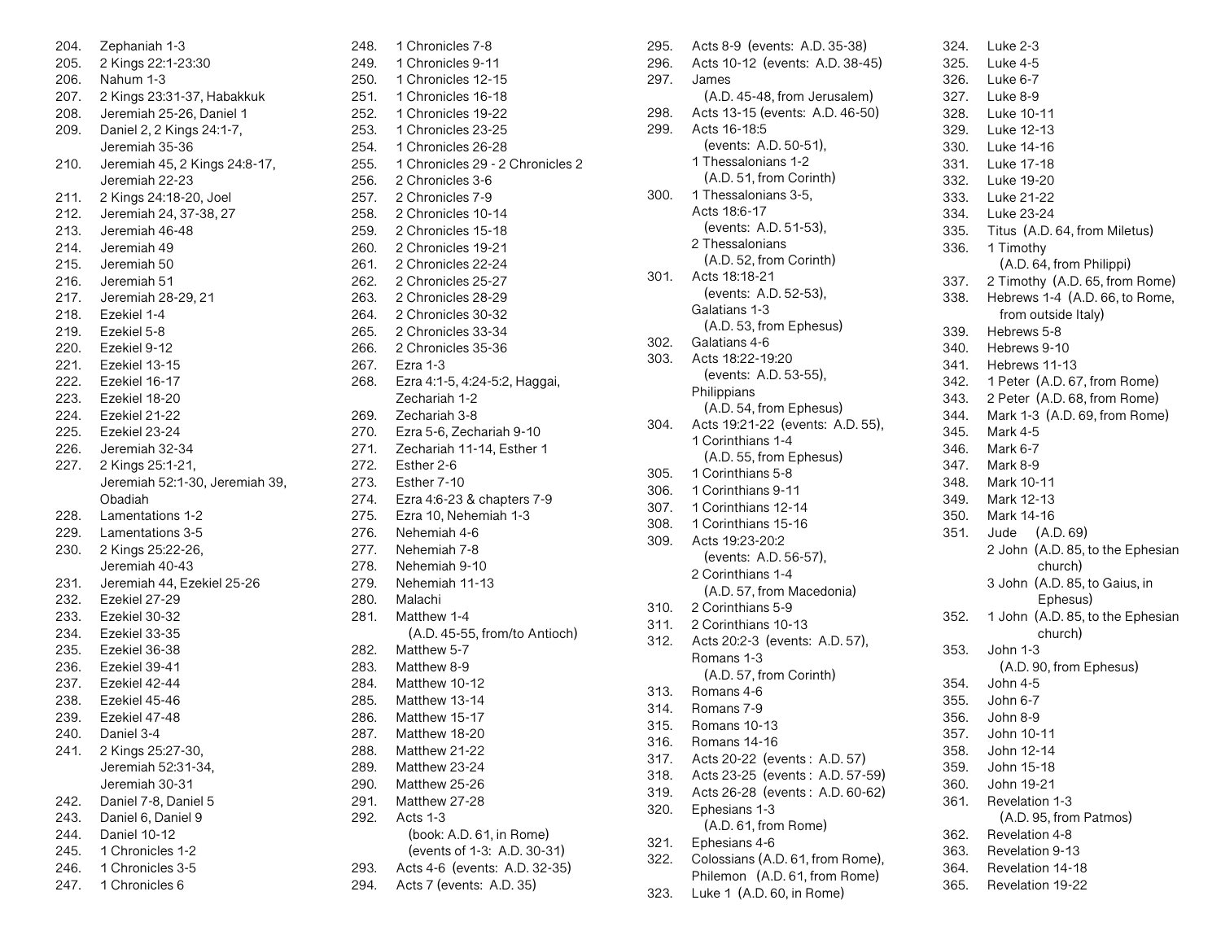204. Zephaniah 1-3
205. 2 Kings 22:1-23:30
206. Nahum 1-3
207. 2 Kings 23:31-37, Habakkuk
208. Jeremiah 25-26, Daniel 1
209. Daniel 2, 2 Kings 24:1-7, Jeremiah 35-36
210. Jeremiah 45, 2 Kings 24:8-17, Jeremiah 22-23
211. 2 Kings 24:18-20, Joel
212. Jeremiah 24, 37-38, 27
213. Jeremiah 46-48
214. Jeremiah 49
215. Jeremiah 50
216. Jeremiah 51
217. Jeremiah 28-29, 21
218. Ezekiel 1-4
219. Ezekiel 5-8
220. Ezekiel 9-12
221. Ezekiel 13-15
222. Ezekiel 16-17
223. Ezekiel 18-20
224. Ezekiel 21-22
225. Ezekiel 23-24
226. Jeremiah 32-34
227. 2 Kings 25:1-21, Jeremiah 52:1-30, Jeremiah 39, Obadiah
228. Lamentations 1-2
229. Lamentations 3-5
230. 2 Kings 25:22-26, Jeremiah 40-43
231. Jeremiah 44, Ezekiel 25-26
232. Ezekiel 27-29
233. Ezekiel 30-32
234. Ezekiel 33-35
235. Ezekiel 36-38
236. Ezekiel 39-41
237. Ezekiel 42-44
238. Ezekiel 45-46
239. Ezekiel 47-48
240. Daniel 3-4
241. 2 Kings 25:27-30, Jeremiah 52:31-34, Jeremiah 30-31
242. Daniel 7-8, Daniel 5
243. Daniel 6, Daniel 9
244. Daniel 10-12
245. 1 Chronicles 1-2
246. 1 Chronicles 3-5
247. 1 Chronicles 6
248. 1 Chronicles 7-8
249. 1 Chronicles 9-11
250. 1 Chronicles 12-15
251. 1 Chronicles 16-18
252. 1 Chronicles 19-22
253. 1 Chronicles 23-25
254. 1 Chronicles 26-28
255. 1 Chronicles 29 - 2 Chronicles 2
256. 2 Chronicles 3-6
257. 2 Chronicles 7-9
258. 2 Chronicles 10-14
259. 2 Chronicles 15-18
260. 2 Chronicles 19-21
261. 2 Chronicles 22-24
262. 2 Chronicles 25-27
263. 2 Chronicles 28-29
264. 2 Chronicles 30-32
265. 2 Chronicles 33-34
266. 2 Chronicles 35-36
267. Ezra 1-3
268. Ezra 4:1-5, 4:24-5:2, Haggai, Zechariah 1-2
269. Zechariah 3-8
270. Ezra 5-6, Zechariah 9-10
271. Zechariah 11-14, Esther 1
272. Esther 2-6
273. Esther 7-10
274. Ezra 4:6-23 & chapters 7-9
275. Ezra 10, Nehemiah 1-3
276. Nehemiah 4-6
277. Nehemiah 7-8
278. Nehemiah 9-10
279. Nehemiah 11-13
280. Malachi
281. Matthew 1-4 (A.D. 45-55, from/to Antioch)
282. Matthew 5-7
283. Matthew 8-9
284. Matthew 10-12
285. Matthew 13-14
286. Matthew 15-17
287. Matthew 18-20
288. Matthew 21-22
289. Matthew 23-24
290. Matthew 25-26
291. Matthew 27-28
292. Acts 1-3 (book: A.D. 61, in Rome) (events of 1-3: A.D. 30-31)
293. Acts 4-6 (events: A.D. 32-35)
294. Acts 7 (events: A.D. 35)
295. Acts 8-9 (events: A.D. 35-38)
296. Acts 10-12 (events: A.D. 38-45)
297. James (A.D. 45-48, from Jerusalem)
298. Acts 13-15 (events: A.D. 46-50)
299. Acts 16-18:5 (events: A.D. 50-51), 1 Thessalonians 1-2 (A.D. 51, from Corinth)
300. 1 Thessalonians 3-5, Acts 18:6-17 (events: A.D. 51-53), 2 Thessalonians (A.D. 52, from Corinth)
301. Acts 18:18-21 (events: A.D. 52-53), Galatians 1-3 (A.D. 53, from Ephesus)
302. Galatians 4-6
303. Acts 18:22-19:20 (events: A.D. 53-55), Philippians (A.D. 54, from Ephesus)
304. Acts 19:21-22 (events: A.D. 55), 1 Corinthians 1-4 (A.D. 55, from Ephesus)
305. 1 Corinthians 5-8
306. 1 Corinthians 9-11
307. 1 Corinthians 12-14
308. 1 Corinthians 15-16
309. Acts 19:23-20:2 (events: A.D. 56-57), 2 Corinthians 1-4 (A.D. 57, from Macedonia)
310. 2 Corinthians 5-9
311. 2 Corinthians 10-13
312. Acts 20:2-3 (events: A.D. 57), Romans 1-3 (A.D. 57, from Corinth)
313. Romans 4-6
314. Romans 7-9
315. Romans 10-13
316. Romans 14-16
317. Acts 20-22 (events : A.D. 57)
318. Acts 23-25 (events : A.D. 57-59)
319. Acts 26-28 (events : A.D. 60-62)
320. Ephesians 1-3 (A.D. 61, from Rome)
321. Ephesians 4-6
322. Colossians (A.D. 61, from Rome), Philemon (A.D. 61, from Rome)
323. Luke 1 (A.D. 60, in Rome)
324. Luke 2-3
325. Luke 4-5
326. Luke 6-7
327. Luke 8-9
328. Luke 10-11
329. Luke 12-13
330. Luke 14-16
331. Luke 17-18
332. Luke 19-20
333. Luke 21-22
334. Luke 23-24
335. Titus (A.D. 64, from Miletus)
336. 1 Timothy (A.D. 64, from Philippi)
337. 2 Timothy (A.D. 65, from Rome)
338. Hebrews 1-4 (A.D. 66, to Rome, from outside Italy)
339. Hebrews 5-8
340. Hebrews 9-10
341. Hebrews 11-13
342. 1 Peter (A.D. 67, from Rome)
343. 2 Peter (A.D. 68, from Rome)
344. Mark 1-3 (A.D. 69, from Rome)
345. Mark 4-5
346. Mark 6-7
347. Mark 8-9
348. Mark 10-11
349. Mark 12-13
350. Mark 14-16
351. Jude (A.D. 69)
     2 John (A.D. 85, to the Ephesian church)
     3 John (A.D. 85, to Gaius, in Ephesus)
352. 1 John (A.D. 85, to the Ephesian church)
353. John 1-3 (A.D. 90, from Ephesus)
354. John 4-5
355. John 6-7
356. John 8-9
357. John 10-11
358. John 12-14
359. John 15-18
360. John 19-21
361. Revelation 1-3 (A.D. 95, from Patmos)
362. Revelation 4-8
363. Revelation 9-13
364. Revelation 14-18
365. Revelation 19-22